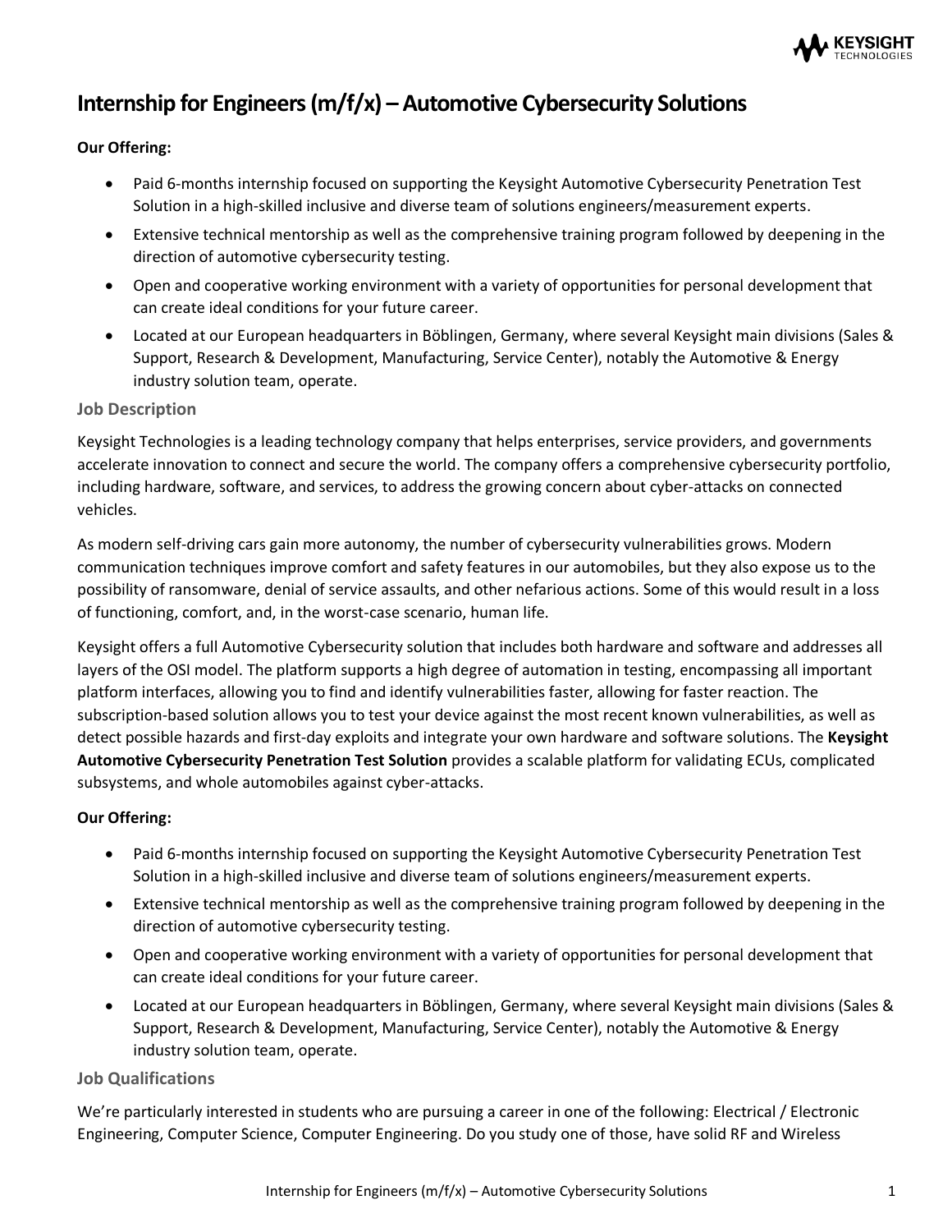# Internship for Engineers (m/f/x) – Automotive Cybersecurity Solutions

**Our Offering:**

- Paid 6-months internship focused on supporting the Keysight Automotive Cybersecurity Penetration Test Solution in a high-skilled inclusive and diverse team of solutions engineers/measurement experts.
- Extensive technical mentorship as well as the comprehensive training program followed by deepening in the direction of automotive cybersecurity testing.
- Open and cooperative working environment with a variety of opportunities for personal development that can create ideal conditions for your future career.
- Located at our European headquarters in Böblingen, Germany, where several Keysight main divisions (Sales & Support, Research & Development, Manufacturing, Service Center), notably the Automotive & Energy industry solution team, operate.

## Job Description

Keysight Technologies is a leading technology company that helps enterprises, service providers, and governments accelerate innovation to connect and secure the world. The company offers a comprehensive cybersecurity portfolio, including hardware, software, and services, to address the growing concern about cyber-attacks on connected vehicles.

As modern self-driving cars gain more autonomy, the number of cybersecurity vulnerabilities grows. Modern communication techniques improve comfort and safety features in our automobiles, but they also expose us to the possibility of ransomware, denial of service assaults, and other nefarious actions. Some of this would result in a loss of functioning, comfort, and, in the worst-case scenario, human life.

Keysight offers a full Automotive Cybersecurity solution that includes both hardware and software and addresses all layers of the OSI model. The platform supports a high degree of automation in testing, encompassing all important platform interfaces, allowing you to find and identify vulnerabilities faster, allowing for faster reaction. The subscription-based solution allows you to test your device against the most recent known vulnerabilities, as well as detect possible hazards and first-day exploits and integrate your own hardware and software solutions. The **Keysight Automotive Cybersecurity Penetration Test Solution** provides a scalable platform for validating ECUs, complicated subsystems, and whole automobiles against cyber-attacks.

**Our Offering:**

- Paid 6-months internship focused on supporting the Keysight Automotive Cybersecurity Penetration Test Solution in a high-skilled inclusive and diverse team of solutions engineers/measurement experts.
- Extensive technical mentorship as well as the comprehensive training program followed by deepening in the direction of automotive cybersecurity testing.
- Open and cooperative working environment with a variety of opportunities for personal development that can create ideal conditions for your future career.
- Located at our European headquarters in Böblingen, Germany, where several Keysight main divisions (Sales & Support, Research & Development, Manufacturing, Service Center), notably the Automotive & Energy industry solution team, operate.

## Job Qualifications

We're particularly interested in students who are pursuing a career in one of the following: Electrical / Electronic Engineering, Computer Science, Computer Engineering. Do you study one of those, have solid RF and Wireless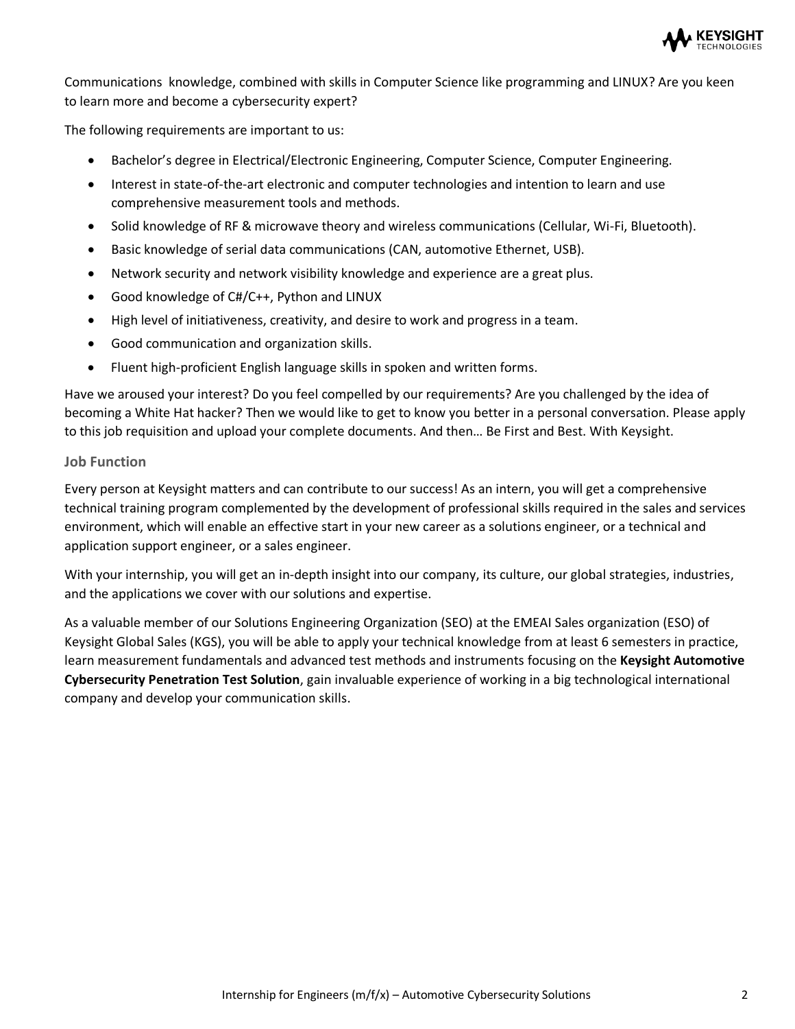Communications  knowledge, combined with skills in Computer Science like programming and LINUX? Are you keen to learn more and become a cybersecurity expert?

The following requirements are important to us:

- Bachelor's degree in Electrical/Electronic Engineering, Computer Science, Computer Engineering.
- Interest in state-of-the-art electronic and computer technologies and intention to learn and use comprehensive measurement tools and methods.
- Solid knowledge of RF & microwave theory and wireless communications (Cellular, Wi-Fi, Bluetooth).
- Basic knowledge of serial data communications (CAN, automotive Ethernet, USB).
- Network security and network visibility knowledge and experience are a great plus.
- Good knowledge of C#/C++, Python and LINUX
- High level of initiativeness, creativity, and desire to work and progress in a team.
- Good communication and organization skills.
- Fluent high-proficient English language skills in spoken and written forms.

Have we aroused your interest? Do you feel compelled by our requirements? Are you challenged by the idea of becoming a White Hat hacker? Then we would like to get to know you better in a personal conversation. Please apply to this job requisition and upload your complete documents. And then… Be First and Best. With Keysight.

### Job Function

Every person at Keysight matters and can contribute to our success! As an intern, you will get a comprehensive technical training program complemented by the development of professional skills required in the sales and services environment, which will enable an effective start in your new career as a solutions engineer, or a technical and application support engineer, or a sales engineer.

With your internship, you will get an in-depth insight into our company, its culture, our global strategies, industries, and the applications we cover with our solutions and expertise.

As a valuable member of our Solutions Engineering Organization (SEO) at the EMEAI Sales organization (ESO) of Keysight Global Sales (KGS), you will be able to apply your technical knowledge from at least 6 semesters in practice, learn measurement fundamentals and advanced test methods and instruments focusing on the **Keysight Automotive Cybersecurity Penetration Test Solution**, gain invaluable experience of working in a big technological international company and develop your communication skills.